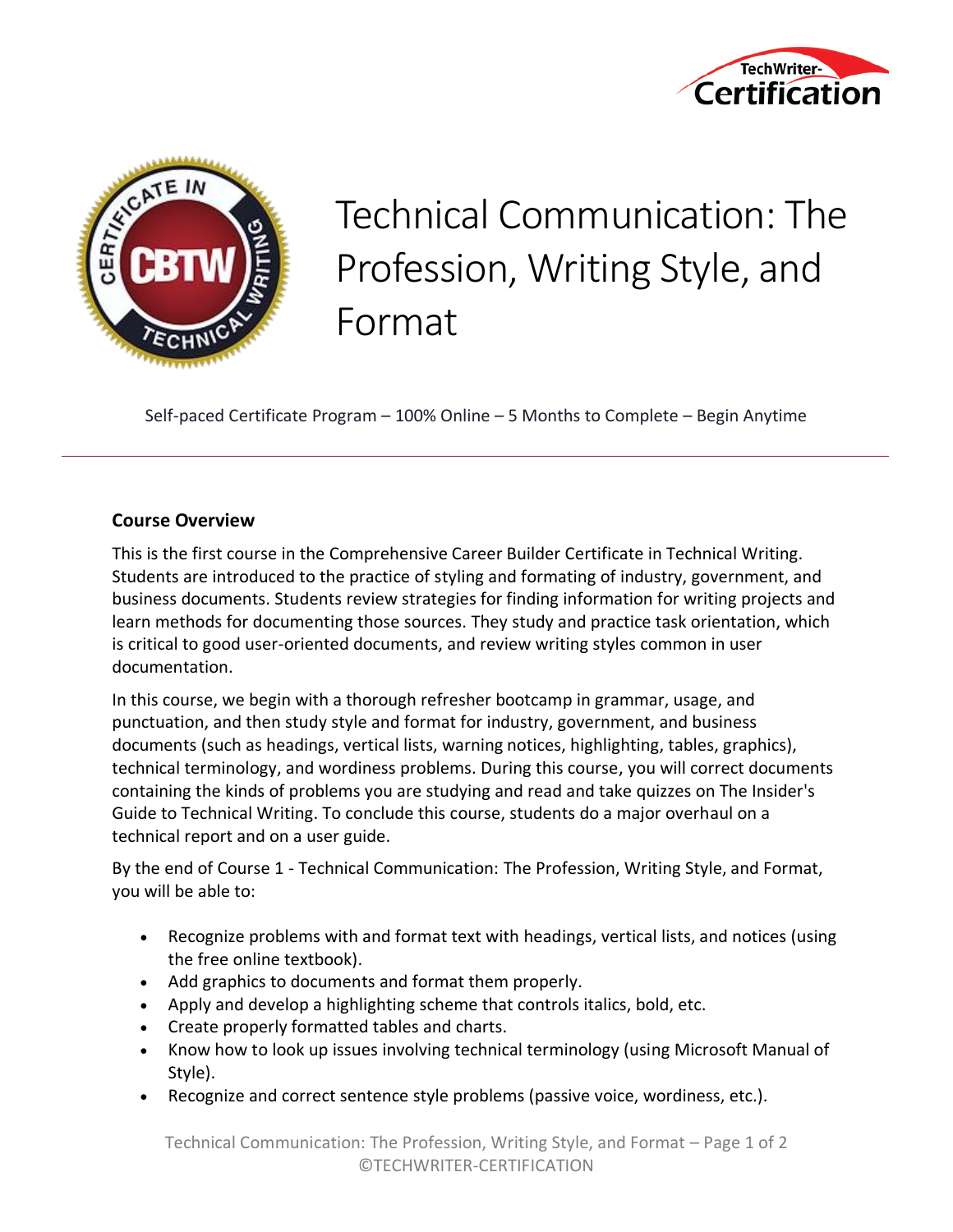# Technical Communication: The Profession, Writing Style, and Format

Self-paced Certificate Program – 100% Online – 5 Months to Complete – Begin Anytime

---

**Course Overview**

This is the first course in the Comprehensive Career Builder Certificate in Technical Writing. Students are introduced to the practice of styling and formating of industry, government, and business documents. Students review strategies for finding information for writing projects and learn methods for documenting those sources. They study and practice task orientation, which is critical to good user-oriented documents, and review writing styles common in user documentation.

In this course, we begin with a thorough refresher bootcamp in grammar, usage, and punctuation, and then study style and format for industry, government, and business documents (such as headings, vertical lists, warning notices, highlighting, tables, graphics), technical terminology, and wordiness problems. During this course, you will correct documents containing the kinds of problems you are studying and read and take quizzes on The Insider's Guide to Technical Writing. To conclude this course, students do a major overhaul on a technical report and on a user guide.

By the end of Course 1 - Technical Communication: The Profession, Writing Style, and Format, you will be able to:

- Recognize problems with and format text with headings, vertical lists, and notices (using the free online textbook).
- Add graphics to documents and format them properly.
- Apply and develop a highlighting scheme that controls italics, bold, etc.
- Create properly formatted tables and charts.
- Know how to look up issues involving technical terminology (using Microsoft Manual of Style).
- Recognize and correct sentence style problems (passive voice, wordiness, etc.).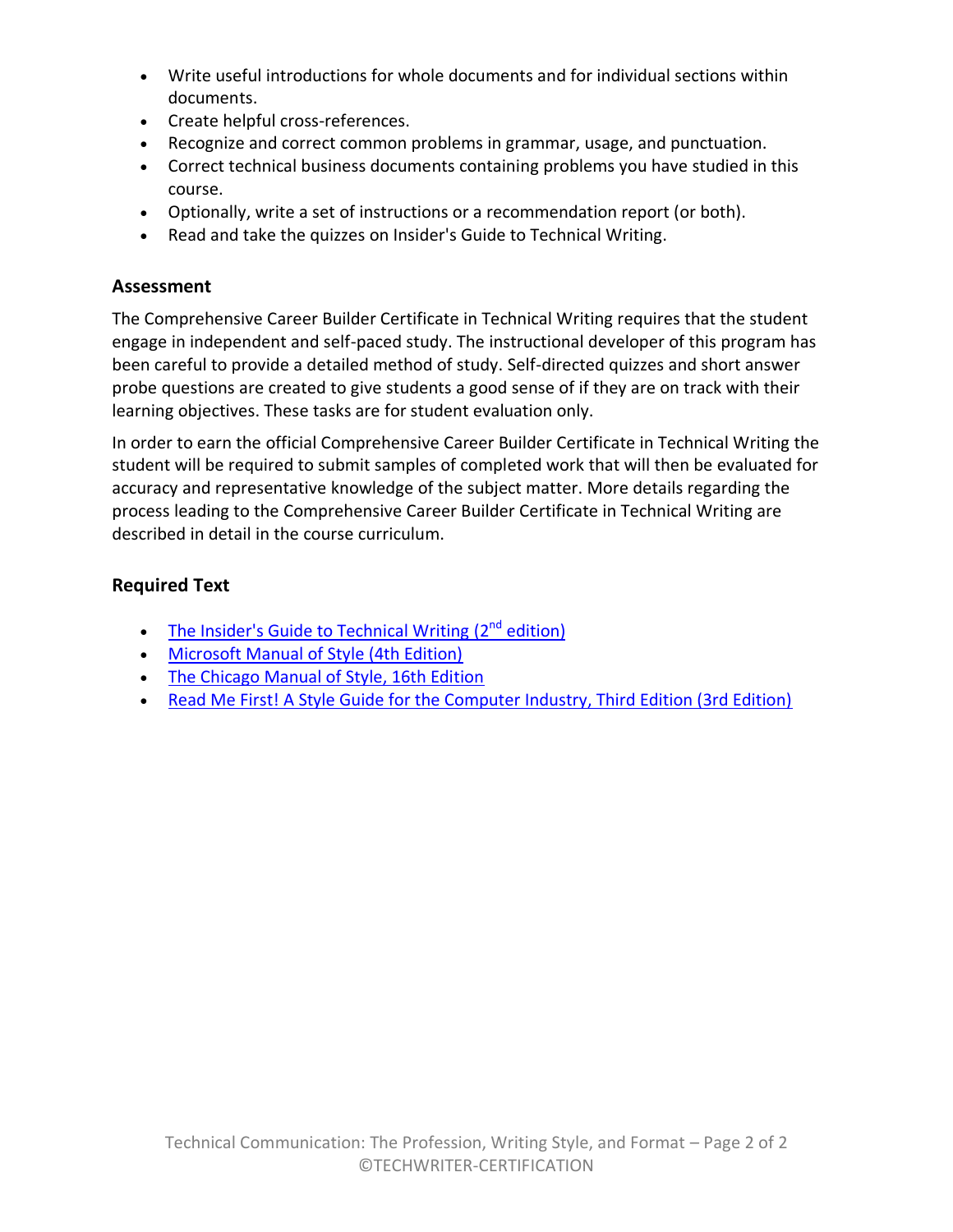- Write useful introductions for whole documents and for individual sections within documents.
- Create helpful cross-references.
- Recognize and correct common problems in grammar, usage, and punctuation.
- Correct technical business documents containing problems you have studied in this course.
- Optionally, write a set of instructions or a recommendation report (or both).
- Read and take the quizzes on Insider's Guide to Technical Writing.

### Assessment

The Comprehensive Career Builder Certificate in Technical Writing requires that the student engage in independent and self-paced study. The instructional developer of this program has been careful to provide a detailed method of study. Self-directed quizzes and short answer probe questions are created to give students a good sense of if they are on track with their learning objectives. These tasks are for student evaluation only.

In order to earn the official Comprehensive Career Builder Certificate in Technical Writing the student will be required to submit samples of completed work that will then be evaluated for accuracy and representative knowledge of the subject matter. More details regarding the process leading to the Comprehensive Career Builder Certificate in Technical Writing are described in detail in the course curriculum.

### Required Text

- The Insider's Guide to Technical Writing (2nd edition)
- Microsoft Manual of Style (4th Edition)
- The Chicago Manual of Style, 16th Edition
- Read Me First! A Style Guide for the Computer Industry, Third Edition (3rd Edition)